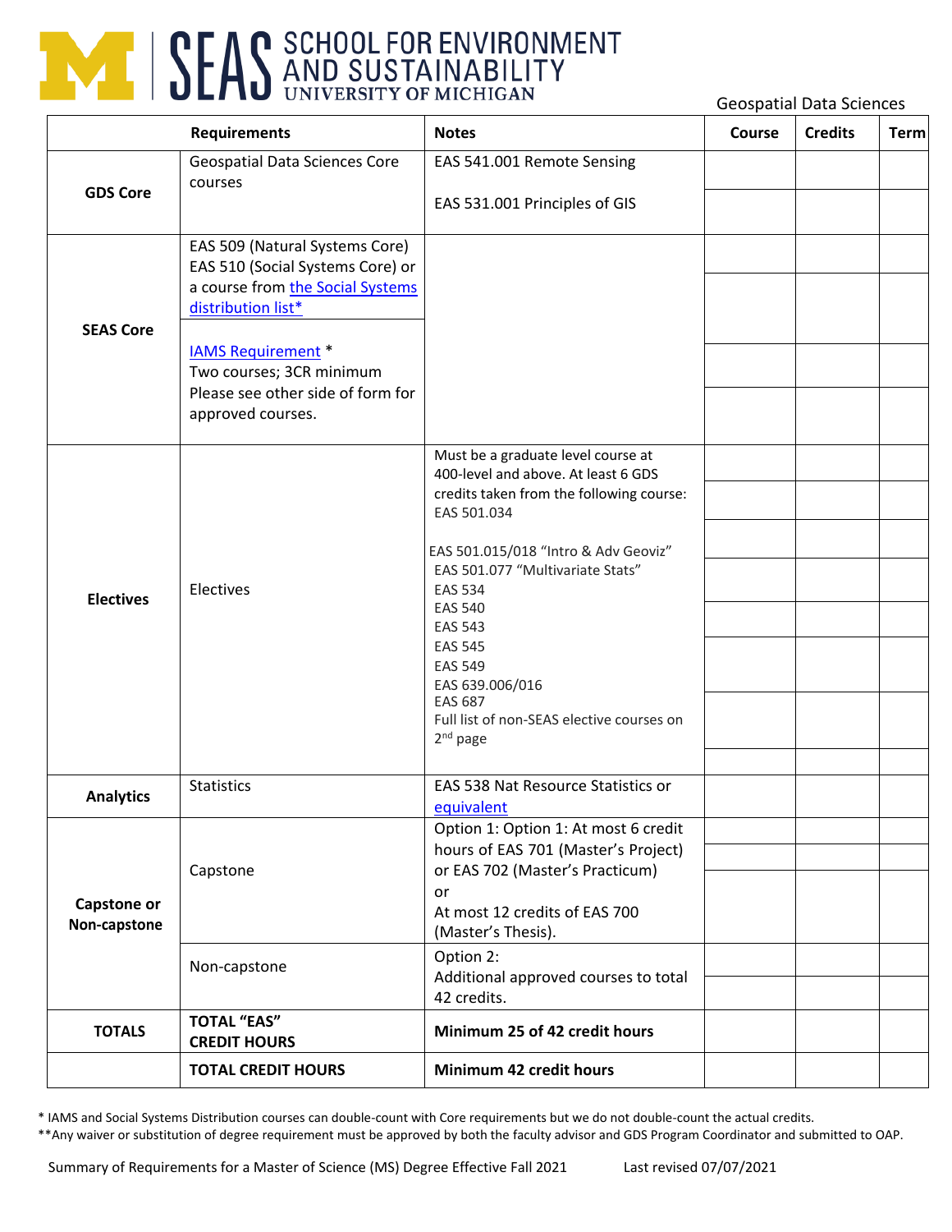# SCHOOL FOR ENVIRONMENT AND SUSTAINABILITY
UNIVERSITY OF MICHIGAN

Geospatial Data Sciences

| Requirements | | Notes | Course | Credits | Term |
|---|---|---|---|---|---|
| **GDS Core** | Geospatial Data Sciences Core courses | EAS 541.001 Remote Sensing<br><br>EAS 531.001 Principles of GIS | | | |
| **SEAS Core** | EAS 509 (Natural Systems Core)<br>EAS 510 (Social Systems Core) or a course from the Social Systems distribution list* | | | | |
| | IAMS Requirement *<br>Two courses; 3CR minimum<br>Please see other side of form for approved courses. | | | | |
| **Electives** | Electives | Must be a graduate level course at 400-level and above. At least 6 GDS credits taken from the following course:<br>EAS 501.034<br><br>EAS 501.015/018 "Intro & Adv Geoviz"<br>EAS 501.077 "Multivariate Stats"<br>EAS 534<br>EAS 540<br>EAS 543<br>EAS 545<br>EAS 549<br>EAS 639.006/016<br>EAS 687<br>Full list of non-SEAS elective courses on 2nd page | | | |
| **Analytics** | Statistics | EAS 538 Nat Resource Statistics or equivalent | | | |
| **Capstone or Non-capstone** | Capstone | Option 1: Option 1: At most 6 credit hours of EAS 701 (Master's Project) or EAS 702 (Master's Practicum)<br>or<br>At most 12 credits of EAS 700 (Master's Thesis). | | | |
| | Non-capstone | Option 2:<br>Additional approved courses to total 42 credits. | | | |
| **TOTALS** | **TOTAL "EAS" CREDIT HOURS** | **Minimum 25 of 42 credit hours** | | | |
| | **TOTAL CREDIT HOURS** | **Minimum 42 credit hours** | | | |

* IAMS and Social Systems Distribution courses can double-count with Core requirements but we do not double-count the actual credits.

**Any waiver or substitution of degree requirement must be approved by both the faculty advisor and GDS Program Coordinator and submitted to OAP.

Summary of Requirements for a Master of Science (MS) Degree Effective Fall 2021 Last revised 07/07/2021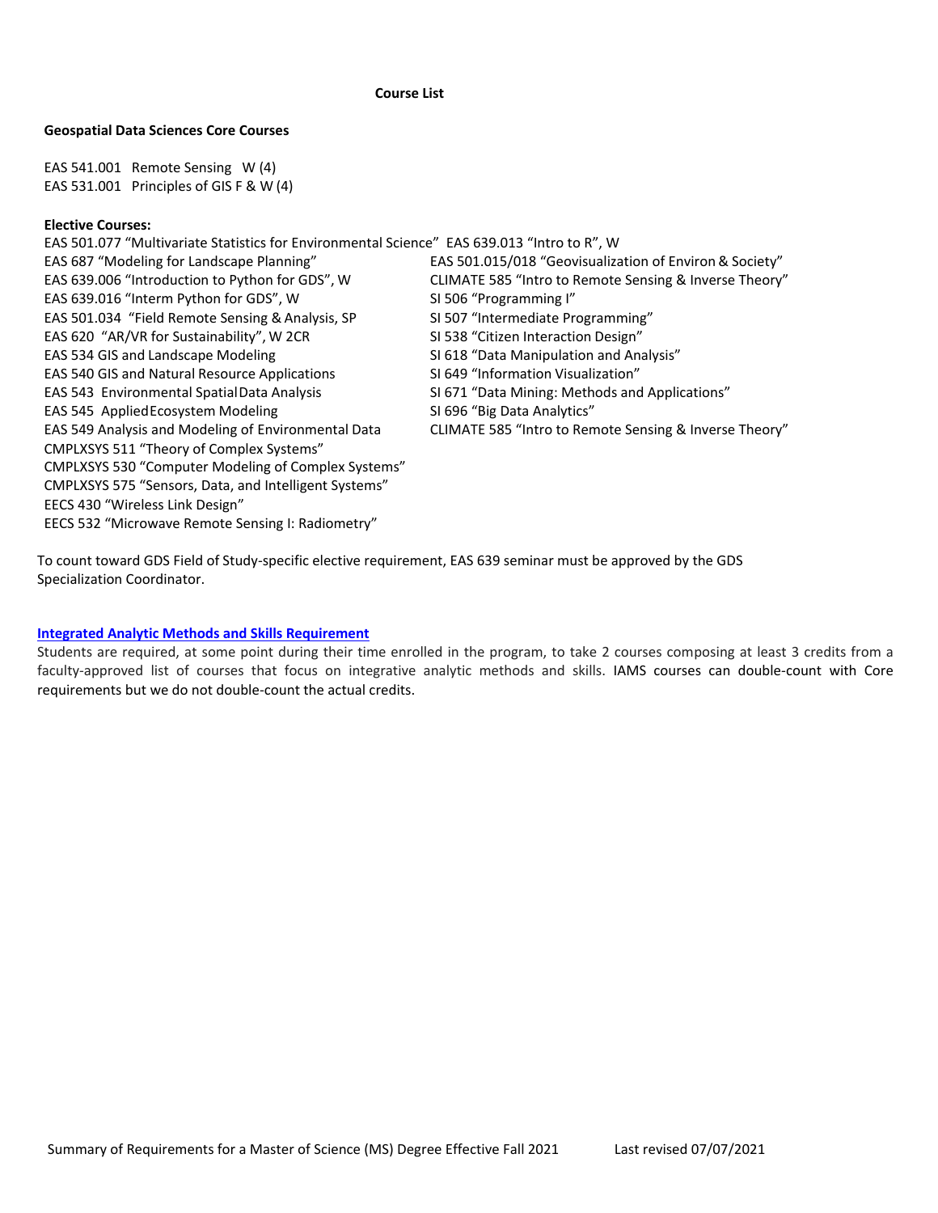**Course List**

**Geospatial Data Sciences Core Courses**

EAS 541.001 Remote Sensing W (4)
EAS 531.001 Principles of GIS F & W (4)

**Elective Courses:**

EAS 501.077 “Multivariate Statistics for Environmental Science”
EAS 687 “Modeling for Landscape Planning”
EAS 639.006 “Introduction to Python for GDS”, W
EAS 639.016 “Interm Python for GDS”, W
EAS 501.034 “Field Remote Sensing & Analysis, SP
EAS 620 “AR/VR for Sustainability”, W 2CR
EAS 534 GIS and Landscape Modeling
EAS 540 GIS and Natural Resource Applications
EAS 543 Environmental Spatial Data Analysis
EAS 545 Applied Ecosystem Modeling
EAS 549 Analysis and Modeling of Environmental Data
CMPLXSYS 511 “Theory of Complex Systems”
CMPLXSYS 530 “Computer Modeling of Complex Systems”
CMPLXSYS 575 “Sensors, Data, and Intelligent Systems”
EECS 430 “Wireless Link Design”
EECS 532 “Microwave Remote Sensing I: Radiometry”
EAS 639.013 “Intro to R”, W
EAS 501.015/018 “Geovisualization of Environ & Society”
CLIMATE 585 “Intro to Remote Sensing & Inverse Theory”
SI 506 “Programming I”
SI 507 “Intermediate Programming”
SI 538 “Citizen Interaction Design”
SI 618 “Data Manipulation and Analysis”
SI 649 “Information Visualization”
SI 671 “Data Mining: Methods and Applications”
SI 696 “Big Data Analytics”
CLIMATE 585 “Intro to Remote Sensing & Inverse Theory”

To count toward GDS Field of Study-specific elective requirement, EAS 639 seminar must be approved by the GDS Specialization Coordinator.

**Integrated Analytic Methods and Skills Requirement**

Students are required, at some point during their time enrolled in the program, to take 2 courses composing at least 3 credits from a faculty-approved list of courses that focus on integrative analytic methods and skills. IAMS courses can double-count with Core requirements but we do not double-count the actual credits.